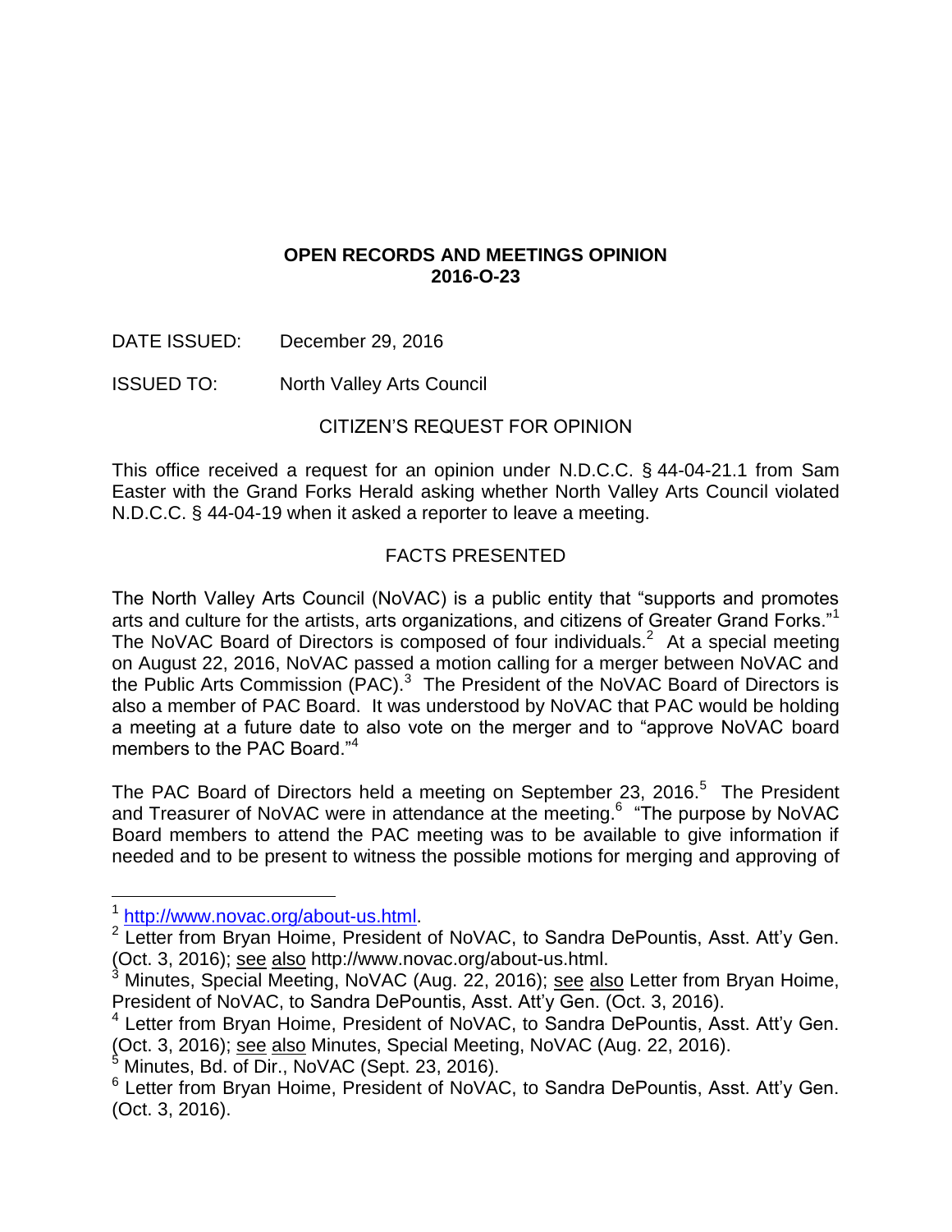**OPEN RECORDS AND MEETINGS OPINION**
**2016-O-23**

DATE ISSUED: December 29, 2016

ISSUED TO: North Valley Arts Council

## CITIZEN'S REQUEST FOR OPINION

This office received a request for an opinion under N.D.C.C. § 44-04-21.1 from Sam Easter with the Grand Forks Herald asking whether North Valley Arts Council violated N.D.C.C. § 44-04-19 when it asked a reporter to leave a meeting.

## FACTS PRESENTED

The North Valley Arts Council (NoVAC) is a public entity that "supports and promotes arts and culture for the artists, arts organizations, and citizens of Greater Grand Forks."[1] The NoVAC Board of Directors is composed of four individuals.[2] At a special meeting on August 22, 2016, NoVAC passed a motion calling for a merger between NoVAC and the Public Arts Commission (PAC).[3] The President of the NoVAC Board of Directors is also a member of PAC Board. It was understood by NoVAC that PAC would be holding a meeting at a future date to also vote on the merger and to "approve NoVAC board members to the PAC Board."[4]

The PAC Board of Directors held a meeting on September 23, 2016.[5] The President and Treasurer of NoVAC were in attendance at the meeting.[6] "The purpose by NoVAC Board members to attend the PAC meeting was to be available to give information if needed and to be present to witness the possible motions for merging and approving of

---

[1] http://www.novac.org/about-us.html.

[2] Letter from Bryan Hoime, President of NoVAC, to Sandra DePountis, Asst. Att'y Gen. (Oct. 3, 2016); see also http://www.novac.org/about-us.html.

[3] Minutes, Special Meeting, NoVAC (Aug. 22, 2016); see also Letter from Bryan Hoime, President of NoVAC, to Sandra DePountis, Asst. Att'y Gen. (Oct. 3, 2016).

[4] Letter from Bryan Hoime, President of NoVAC, to Sandra DePountis, Asst. Att'y Gen. (Oct. 3, 2016); see also Minutes, Special Meeting, NoVAC (Aug. 22, 2016).

[5] Minutes, Bd. of Dir., NoVAC (Sept. 23, 2016).

[6] Letter from Bryan Hoime, President of NoVAC, to Sandra DePountis, Asst. Att'y Gen. (Oct. 3, 2016).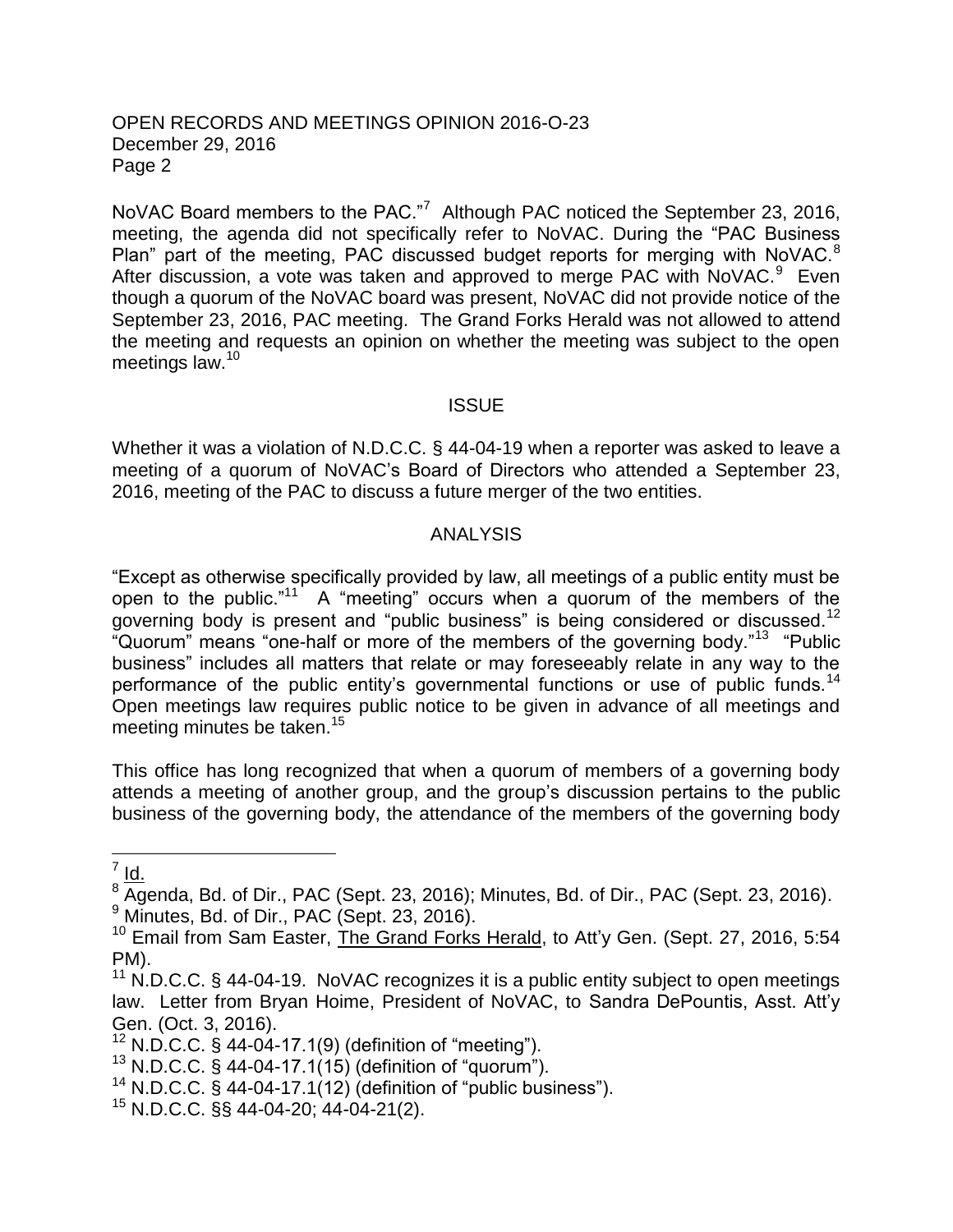NoVAC Board members to the PAC."[7] Although PAC noticed the September 23, 2016, meeting, the agenda did not specifically refer to NoVAC. During the "PAC Business Plan" part of the meeting, PAC discussed budget reports for merging with NoVAC.[8] After discussion, a vote was taken and approved to merge PAC with NoVAC.[9] Even though a quorum of the NoVAC board was present, NoVAC did not provide notice of the September 23, 2016, PAC meeting. The Grand Forks Herald was not allowed to attend the meeting and requests an opinion on whether the meeting was subject to the open meetings law.[10]

## ISSUE

Whether it was a violation of N.D.C.C. § 44-04-19 when a reporter was asked to leave a meeting of a quorum of NoVAC's Board of Directors who attended a September 23, 2016, meeting of the PAC to discuss a future merger of the two entities.

## ANALYSIS

"Except as otherwise specifically provided by law, all meetings of a public entity must be open to the public."[11] A "meeting" occurs when a quorum of the members of the governing body is present and "public business" is being considered or discussed.[12] "Quorum" means "one-half or more of the members of the governing body."[13] "Public business" includes all matters that relate or may foreseeably relate in any way to the performance of the public entity's governmental functions or use of public funds.[14] Open meetings law requires public notice to be given in advance of all meetings and meeting minutes be taken.[15]

This office has long recognized that when a quorum of members of a governing body attends a meeting of another group, and the group's discussion pertains to the public business of the governing body, the attendance of the members of the governing body

---

[7] Id.

[8] Agenda, Bd. of Dir., PAC (Sept. 23, 2016); Minutes, Bd. of Dir., PAC (Sept. 23, 2016).

[9] Minutes, Bd. of Dir., PAC (Sept. 23, 2016).

[10] Email from Sam Easter, The Grand Forks Herald, to Att'y Gen. (Sept. 27, 2016, 5:54 PM).

[11] N.D.C.C. § 44-04-19. NoVAC recognizes it is a public entity subject to open meetings law. Letter from Bryan Hoime, President of NoVAC, to Sandra DePountis, Asst. Att'y Gen. (Oct. 3, 2016).

[12] N.D.C.C. § 44-04-17.1(9) (definition of "meeting").

[13] N.D.C.C. § 44-04-17.1(15) (definition of "quorum").

[14] N.D.C.C. § 44-04-17.1(12) (definition of "public business").

[15] N.D.C.C. §§ 44-04-20; 44-04-21(2).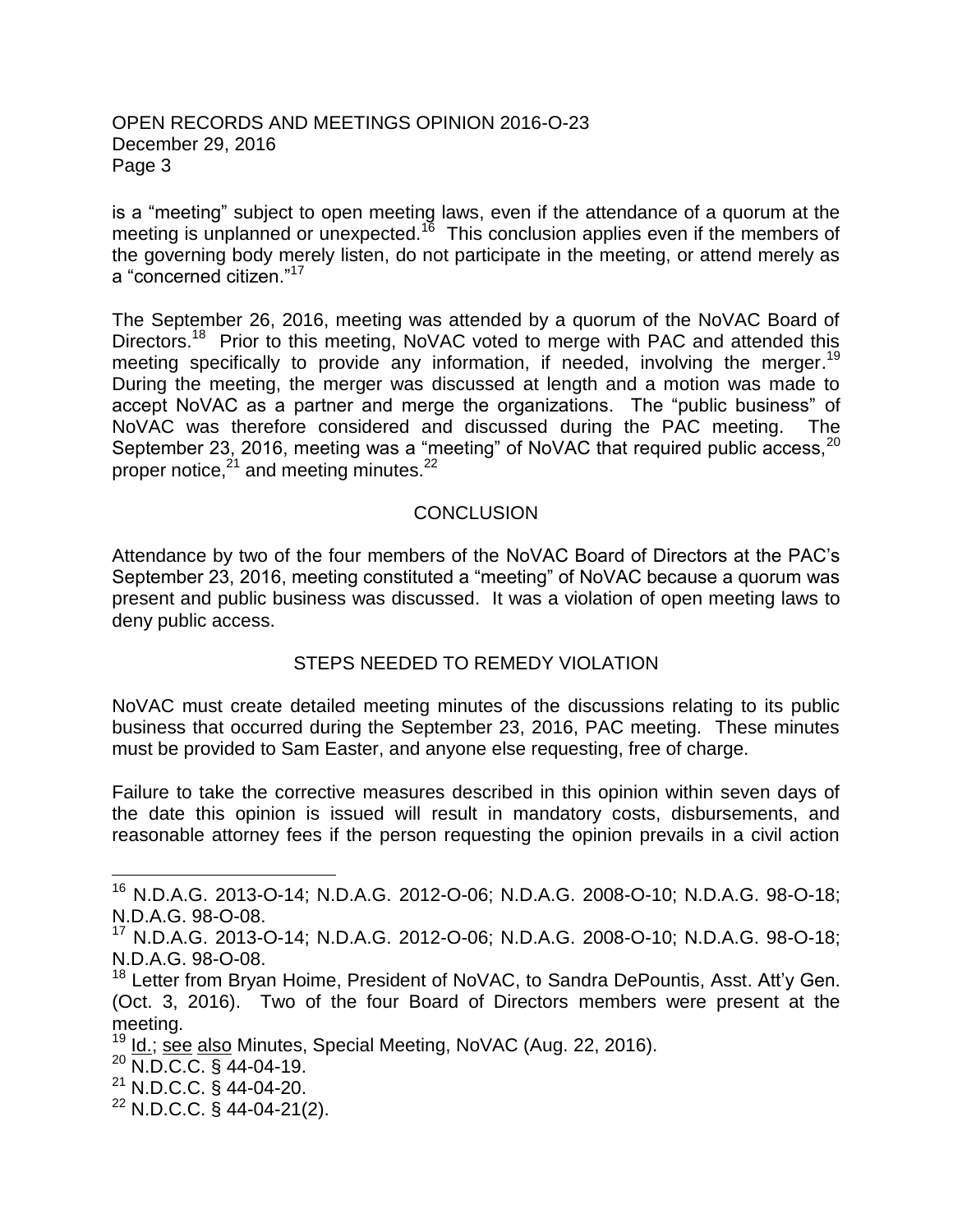is a "meeting" subject to open meeting laws, even if the attendance of a quorum at the meeting is unplanned or unexpected.[16] This conclusion applies even if the members of the governing body merely listen, do not participate in the meeting, or attend merely as a "concerned citizen."[17]

The September 26, 2016, meeting was attended by a quorum of the NoVAC Board of Directors.[18] Prior to this meeting, NoVAC voted to merge with PAC and attended this meeting specifically to provide any information, if needed, involving the merger.[19] During the meeting, the merger was discussed at length and a motion was made to accept NoVAC as a partner and merge the organizations. The "public business" of NoVAC was therefore considered and discussed during the PAC meeting. The September 23, 2016, meeting was a "meeting" of NoVAC that required public access,[20] proper notice,[21] and meeting minutes.[22]

## CONCLUSION

Attendance by two of the four members of the NoVAC Board of Directors at the PAC's September 23, 2016, meeting constituted a "meeting" of NoVAC because a quorum was present and public business was discussed. It was a violation of open meeting laws to deny public access.

## STEPS NEEDED TO REMEDY VIOLATION

NoVAC must create detailed meeting minutes of the discussions relating to its public business that occurred during the September 23, 2016, PAC meeting. These minutes must be provided to Sam Easter, and anyone else requesting, free of charge.

Failure to take the corrective measures described in this opinion within seven days of the date this opinion is issued will result in mandatory costs, disbursements, and reasonable attorney fees if the person requesting the opinion prevails in a civil action

---

[16] N.D.A.G. 2013-O-14; N.D.A.G. 2012-O-06; N.D.A.G. 2008-O-10; N.D.A.G. 98-O-18; N.D.A.G. 98-O-08.

[17] N.D.A.G. 2013-O-14; N.D.A.G. 2012-O-06; N.D.A.G. 2008-O-10; N.D.A.G. 98-O-18; N.D.A.G. 98-O-08.

[18] Letter from Bryan Hoime, President of NoVAC, to Sandra DePountis, Asst. Att'y Gen. (Oct. 3, 2016). Two of the four Board of Directors members were present at the meeting.

[19] Id.; see also Minutes, Special Meeting, NoVAC (Aug. 22, 2016).

[20] N.D.C.C. § 44-04-19.

[21] N.D.C.C. § 44-04-20.

[22] N.D.C.C. § 44-04-21(2).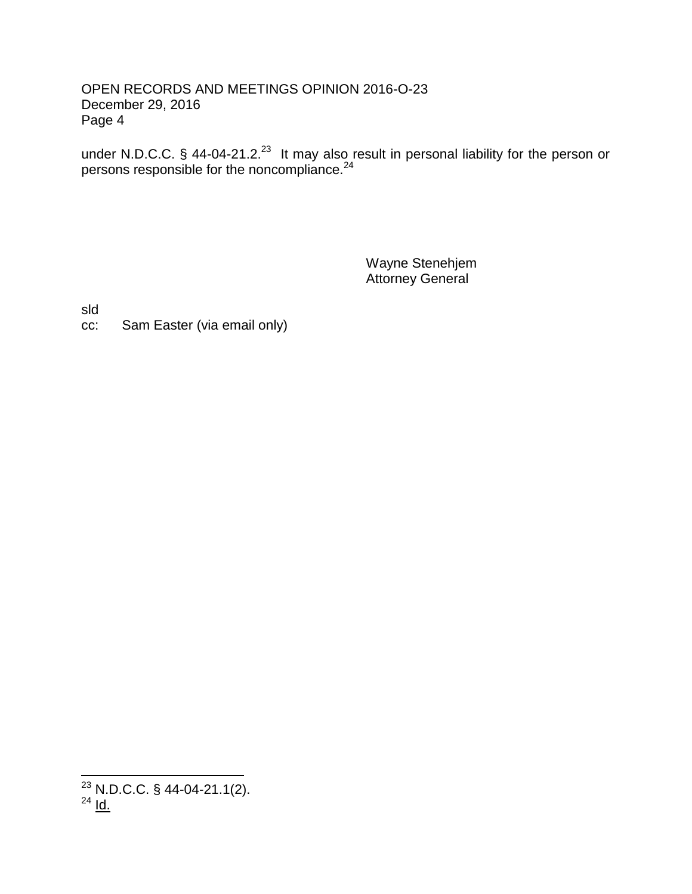under N.D.C.C. § 44-04-21.2.[23] It may also result in personal liability for the person or persons responsible for the noncompliance.[24]

Wayne Stenehjem
Attorney General

sld
cc: Sam Easter (via email only)

---

[23] N.D.C.C. § 44-04-21.1(2).
[24] Id.